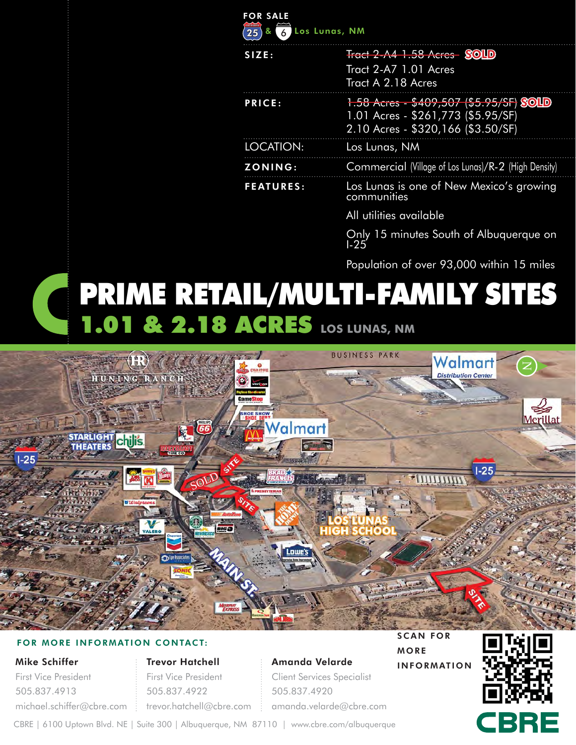FOR SALE

25 & 6 Los Lunas, NM

| | |
|---|---|
| **SIZE:** | ~~Tract 2-A4 1.58 Acres~~ **SOLD**<br>Tract 2-A7 1.01 Acres<br>Tract A 2.18 Acres |
| **PRICE:** | ~~1.58 Acres - $409,507 ($5.95/SF)~~ **SOLD**<br>1.01 Acres - $261,773 ($5.95/SF)<br>2.10 Acres - $320,166 ($3.50/SF) |
| LOCATION: | Los Lunas, NM |
| **ZONING:** | Commercial (Village of Los Lunas)/R-2 (High Density) |
| **FEATURES:** | Los Lunas is one of New Mexico's growing communities<br>All utilities available<br>Only 15 minutes South of Albuquerque on I-25<br>Population of over 93,000 within 15 miles |

# PRIME RETAIL/MULTI-FAMILY SITES

## 1.01 & 2.18 ACRES LOS LUNAS, NM

HUNING RANCH · BUSINESS PARK · Walmart Distribution Center · Merillat · STARLIGHT THEATERS · chili's · Walmart · I-25 · SOLD · SITE · SITE · LOS LUNAS HIGH SCHOOL · MAIN ST. · LOWE'S · THE HOME DEPOT · SITE

**FOR MORE INFORMATION CONTACT:**

**Mike Schiffer**
First Vice President
505.837.4913
michael.schiffer@cbre.com

**Trevor Hatchell**
First Vice President
505.837.4922
trevor.hatchell@cbre.com

**Amanda Velarde**
Client Services Specialist
505.837.4920
amanda.velarde@cbre.com

SCAN FOR MORE INFORMATION

CBRE | 6100 Uptown Blvd. NE | Suite 300 | Albuquerque, NM 87110 | www.cbre.com/albuquerque

CBRE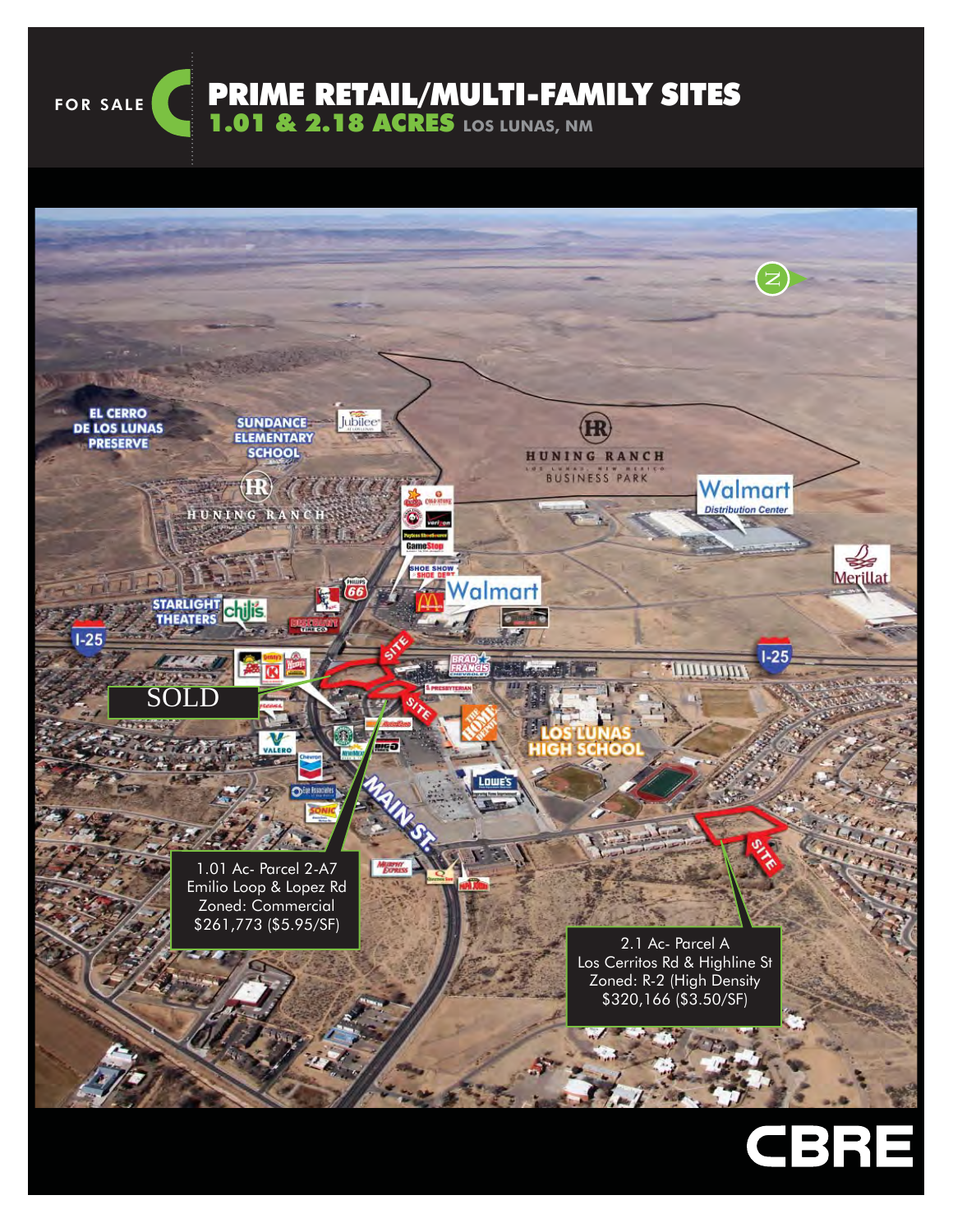FOR SALE

# PRIME RETAIL/MULTI-FAMILY SITES

## 1.01 & 2.18 ACRES LOS LUNAS, NM

SOLD

1.01 Ac- Parcel 2-A7
Emilio Loop & Lopez Rd
Zoned: Commercial
$261,773 ($5.95/SF)

2.1 Ac- Parcel A
Los Cerritos Rd & Highline St
Zoned: R-2 (High Density
$320,166 ($3.50/SF)

CBRE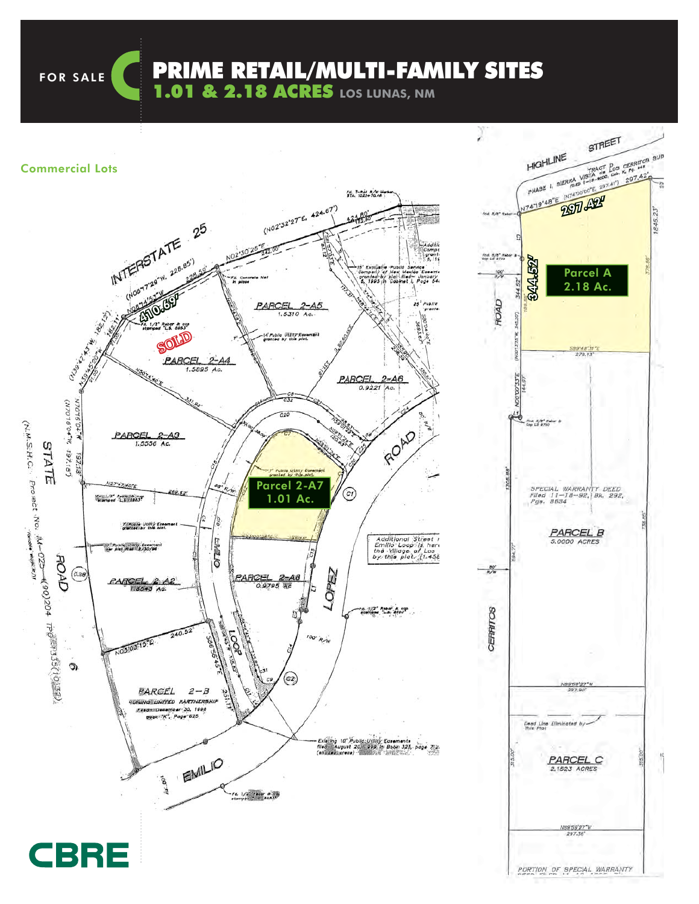FOR SALE

# PRIME RETAIL/MULTI-FAMILY SITES

## 1.01 & 2.18 ACRES LOS LUNAS, NM

### Commercial Lots

INTERSTATE 25

410.69'

SOLD

PARCEL 2-A4
1.5895 Ac.

PARCEL 2-A5
1.5310 Ac.

PARCEL 2-A6
0.9221 Ac.

PARCEL 2-A3
1.5556 Ac.

Parcel 2-A7
1.01 Ac.

PARCEL 2-A2
1.8045 Ac.

PARCEL 2-A8
0.9795 Ac.

PARCEL 2-B

STATE ROAD 6

EMILIO LOOP

LOPEZ ROAD

EMILIO

HIGHLINE STREET

297.42'

344.52'

Parcel A
2.18 Ac.

PARCEL B
5.0000 ACRES

PARCEL C
2.1523 ACRES

CERRITOS ROAD

CBRE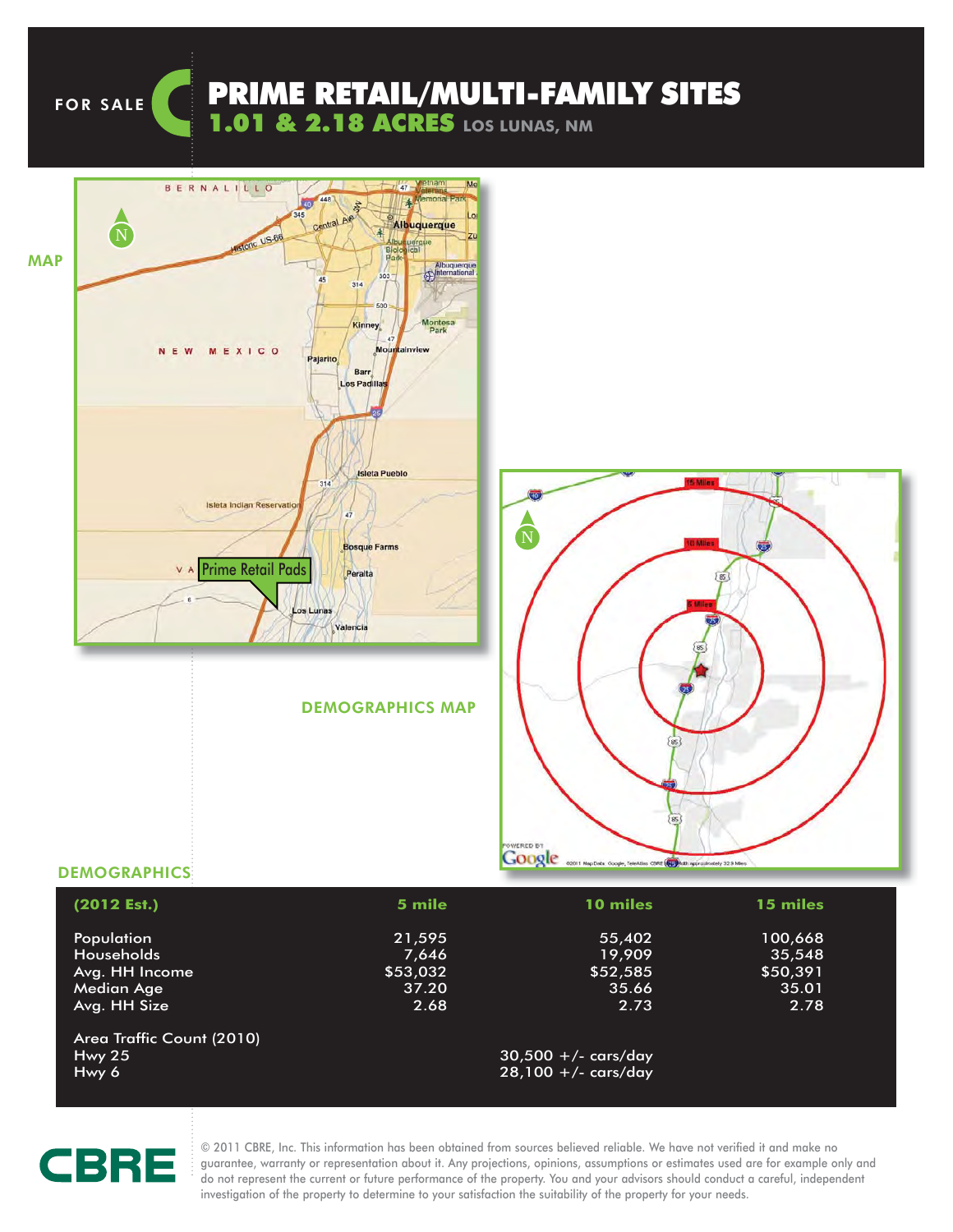FOR SALE

# PRIME RETAIL/MULTI-FAMILY SITES

## 1.01 & 2.18 ACRES LOS LUNAS, NM

### MAP

Prime Retail Pads

### DEMOGRAPHICS MAP

### DEMOGRAPHICS

| (2012 Est.) | 5 mile | 10 miles | 15 miles |
|---|---|---|---|
| Population | 21,595 | 55,402 | 100,668 |
| Households | 7,646 | 19,909 | 35,548 |
| Avg. HH Income | $53,032 | $52,585 | $50,391 |
| Median Age | 37.20 | 35.66 | 35.01 |
| Avg. HH Size | 2.68 | 2.73 | 2.78 |

Area Traffic Count (2010)

| | |
|---|---|
| Hwy 25 | 30,500 +/- cars/day |
| Hwy 6 | 28,100 +/- cars/day |

CBRE

© 2011 CBRE, Inc. This information has been obtained from sources believed reliable. We have not verified it and make no guarantee, warranty or representation about it. Any projections, opinions, assumptions or estimates used are for example only and do not represent the current or future performance of the property. You and your advisors should conduct a careful, independent investigation of the property to determine to your satisfaction the suitability of the property for your needs.